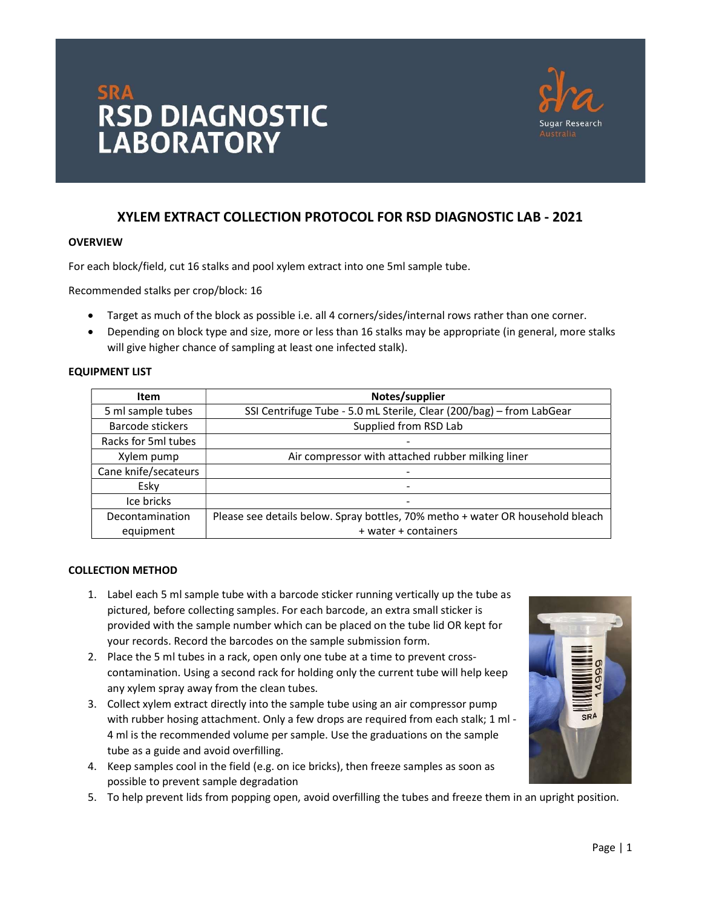SRA
# RSD DIAGNOSTIC LABORATORY

Sugar Research Australia

## XYLEM EXTRACT COLLECTION PROTOCOL FOR RSD DIAGNOSTIC LAB - 2021

### OVERVIEW

For each block/field, cut 16 stalks and pool xylem extract into one 5ml sample tube.

Recommended stalks per crop/block: 16

- Target as much of the block as possible i.e. all 4 corners/sides/internal rows rather than one corner.
- Depending on block type and size, more or less than 16 stalks may be appropriate (in general, more stalks will give higher chance of sampling at least one infected stalk).

### EQUIPMENT LIST

| Item | Notes/supplier |
|---|---|
| 5 ml sample tubes | SSI Centrifuge Tube - 5.0 mL Sterile, Clear (200/bag) – from LabGear |
| Barcode stickers | Supplied from RSD Lab |
| Racks for 5ml tubes | - |
| Xylem pump | Air compressor with attached rubber milking liner |
| Cane knife/secateurs | - |
| Esky | - |
| Ice bricks | - |
| Decontamination equipment | Please see details below. Spray bottles, 70% metho + water OR household bleach + water + containers |

### COLLECTION METHOD

1. Label each 5 ml sample tube with a barcode sticker running vertically up the tube as pictured, before collecting samples. For each barcode, an extra small sticker is provided with the sample number which can be placed on the tube lid OR kept for your records. Record the barcodes on the sample submission form.
2. Place the 5 ml tubes in a rack, open only one tube at a time to prevent cross-contamination. Using a second rack for holding only the current tube will help keep any xylem spray away from the clean tubes.
3. Collect xylem extract directly into the sample tube using an air compressor pump with rubber hosing attachment. Only a few drops are required from each stalk; 1 ml - 4 ml is the recommended volume per sample. Use the graduations on the sample tube as a guide and avoid overfilling.
4. Keep samples cool in the field (e.g. on ice bricks), then freeze samples as soon as possible to prevent sample degradation
5. To help prevent lids from popping open, avoid overfilling the tubes and freeze them in an upright position.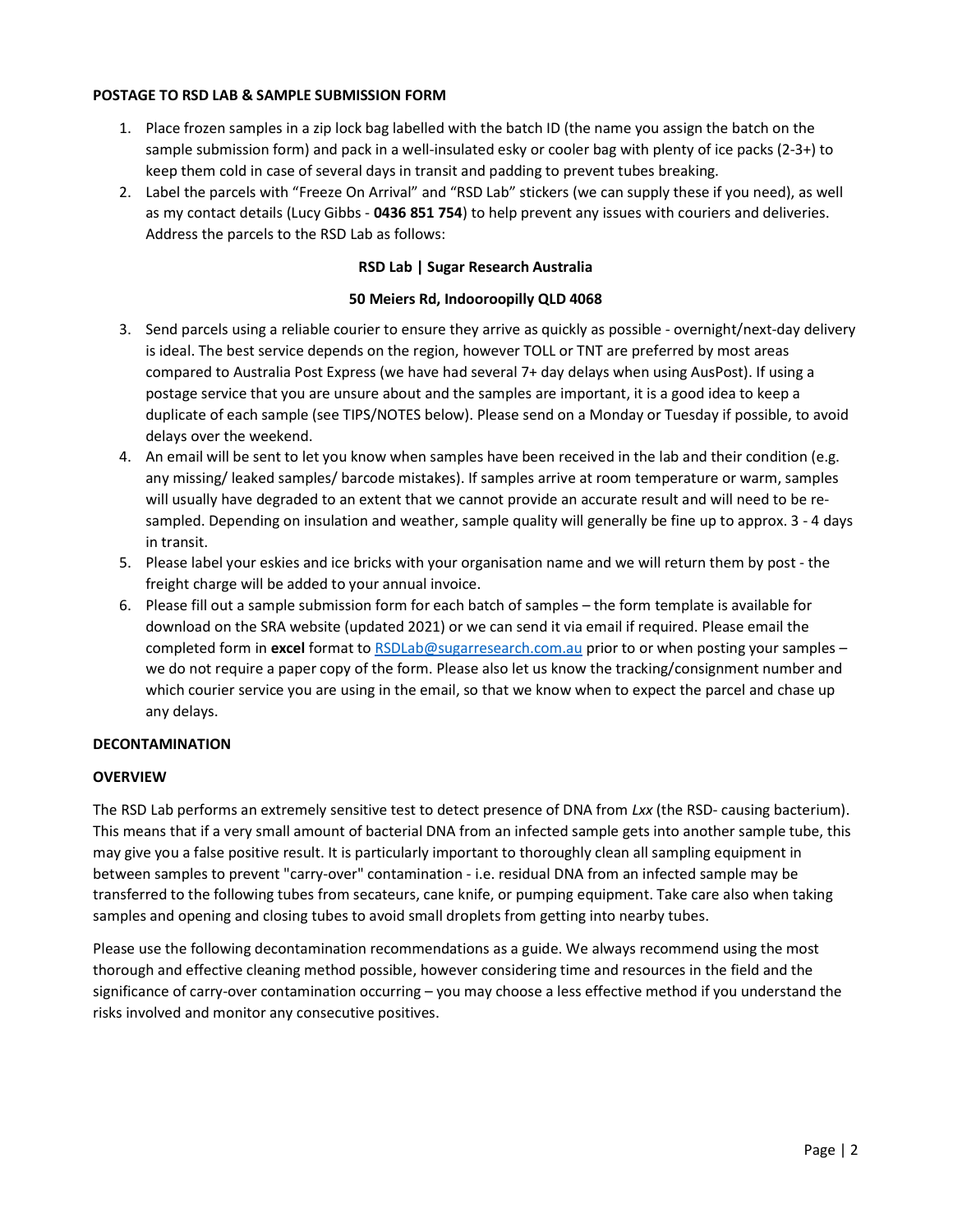**POSTAGE TO RSD LAB & SAMPLE SUBMISSION FORM**

1. Place frozen samples in a zip lock bag labelled with the batch ID (the name you assign the batch on the sample submission form) and pack in a well-insulated esky or cooler bag with plenty of ice packs (2-3+) to keep them cold in case of several days in transit and padding to prevent tubes breaking.
2. Label the parcels with "Freeze On Arrival" and "RSD Lab" stickers (we can supply these if you need), as well as my contact details (Lucy Gibbs - **0436 851 754**) to help prevent any issues with couriers and deliveries. Address the parcels to the RSD Lab as follows:

   **RSD Lab | Sugar Research Australia**

   **50 Meiers Rd, Indooroopilly QLD 4068**

3. Send parcels using a reliable courier to ensure they arrive as quickly as possible - overnight/next-day delivery is ideal. The best service depends on the region, however TOLL or TNT are preferred by most areas compared to Australia Post Express (we have had several 7+ day delays when using AusPost). If using a postage service that you are unsure about and the samples are important, it is a good idea to keep a duplicate of each sample (see TIPS/NOTES below). Please send on a Monday or Tuesday if possible, to avoid delays over the weekend.
4. An email will be sent to let you know when samples have been received in the lab and their condition (e.g. any missing/ leaked samples/ barcode mistakes). If samples arrive at room temperature or warm, samples will usually have degraded to an extent that we cannot provide an accurate result and will need to be re-sampled. Depending on insulation and weather, sample quality will generally be fine up to approx. 3 - 4 days in transit.
5. Please label your eskies and ice bricks with your organisation name and we will return them by post - the freight charge will be added to your annual invoice.
6. Please fill out a sample submission form for each batch of samples – the form template is available for download on the SRA website (updated 2021) or we can send it via email if required. Please email the completed form in **excel** format to RSDLab@sugarresearch.com.au prior to or when posting your samples – we do not require a paper copy of the form. Please also let us know the tracking/consignment number and which courier service you are using in the email, so that we know when to expect the parcel and chase up any delays.

**DECONTAMINATION**

**OVERVIEW**

The RSD Lab performs an extremely sensitive test to detect presence of DNA from *Lxx* (the RSD- causing bacterium). This means that if a very small amount of bacterial DNA from an infected sample gets into another sample tube, this may give you a false positive result. It is particularly important to thoroughly clean all sampling equipment in between samples to prevent "carry-over" contamination - i.e. residual DNA from an infected sample may be transferred to the following tubes from secateurs, cane knife, or pumping equipment. Take care also when taking samples and opening and closing tubes to avoid small droplets from getting into nearby tubes.

Please use the following decontamination recommendations as a guide. We always recommend using the most thorough and effective cleaning method possible, however considering time and resources in the field and the significance of carry-over contamination occurring – you may choose a less effective method if you understand the risks involved and monitor any consecutive positives.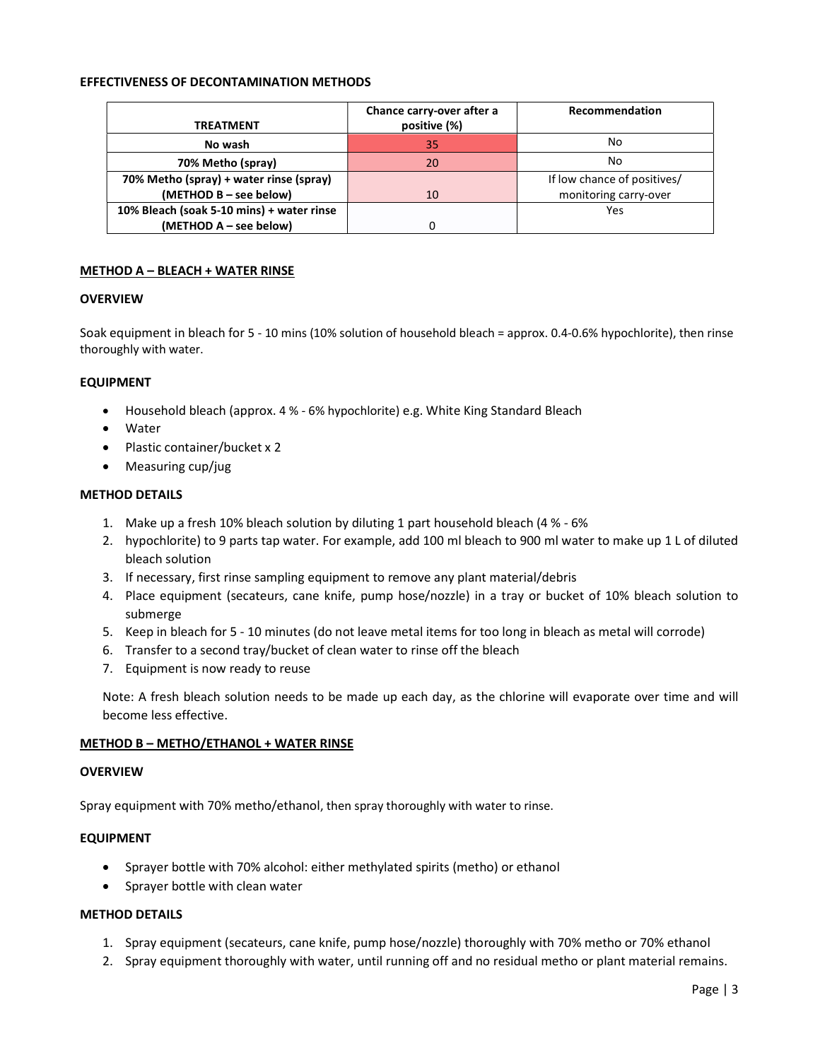**EFFECTIVENESS OF DECONTAMINATION METHODS**

| TREATMENT | Chance carry-over after a positive (%) | Recommendation |
|---|---|---|
| **No wash** | 35 | No |
| **70% Metho (spray)** | 20 | No |
| **70% Metho (spray) + water rinse (spray) (METHOD B – see below)** | 10 | If low chance of positives/ monitoring carry-over |
| **10% Bleach (soak 5-10 mins) + water rinse (METHOD A – see below)** | 0 | Yes |

**METHOD A – BLEACH + WATER RINSE**

**OVERVIEW**

Soak equipment in bleach for 5 - 10 mins (10% solution of household bleach = approx. 0.4-0.6% hypochlorite), then rinse thoroughly with water.

**EQUIPMENT**

- Household bleach (approx. 4 % - 6% hypochlorite) e.g. White King Standard Bleach
- Water
- Plastic container/bucket x 2
- Measuring cup/jug

**METHOD DETAILS**

1. Make up a fresh 10% bleach solution by diluting 1 part household bleach (4 % - 6%
2. hypochlorite) to 9 parts tap water. For example, add 100 ml bleach to 900 ml water to make up 1 L of diluted bleach solution
3. If necessary, first rinse sampling equipment to remove any plant material/debris
4. Place equipment (secateurs, cane knife, pump hose/nozzle) in a tray or bucket of 10% bleach solution to submerge
5. Keep in bleach for 5 - 10 minutes (do not leave metal items for too long in bleach as metal will corrode)
6. Transfer to a second tray/bucket of clean water to rinse off the bleach
7. Equipment is now ready to reuse

Note: A fresh bleach solution needs to be made up each day, as the chlorine will evaporate over time and will become less effective.

**METHOD B – METHO/ETHANOL + WATER RINSE**

**OVERVIEW**

Spray equipment with 70% metho/ethanol, then spray thoroughly with water to rinse.

**EQUIPMENT**

- Sprayer bottle with 70% alcohol: either methylated spirits (metho) or ethanol
- Sprayer bottle with clean water

**METHOD DETAILS**

1. Spray equipment (secateurs, cane knife, pump hose/nozzle) thoroughly with 70% metho or 70% ethanol
2. Spray equipment thoroughly with water, until running off and no residual metho or plant material remains.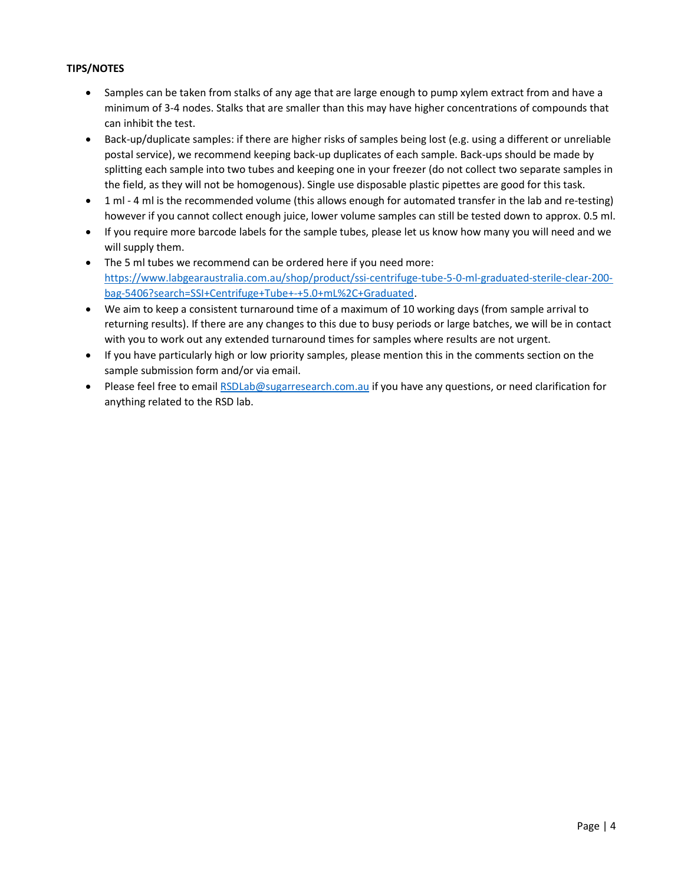**TIPS/NOTES**

- Samples can be taken from stalks of any age that are large enough to pump xylem extract from and have a minimum of 3-4 nodes. Stalks that are smaller than this may have higher concentrations of compounds that can inhibit the test.
- Back-up/duplicate samples: if there are higher risks of samples being lost (e.g. using a different or unreliable postal service), we recommend keeping back-up duplicates of each sample. Back-ups should be made by splitting each sample into two tubes and keeping one in your freezer (do not collect two separate samples in the field, as they will not be homogenous). Single use disposable plastic pipettes are good for this task.
- 1 ml - 4 ml is the recommended volume (this allows enough for automated transfer in the lab and re-testing) however if you cannot collect enough juice, lower volume samples can still be tested down to approx. 0.5 ml.
- If you require more barcode labels for the sample tubes, please let us know how many you will need and we will supply them.
- The 5 ml tubes we recommend can be ordered here if you need more: [https://www.labgearaustralia.com.au/shop/product/ssi-centrifuge-tube-5-0-ml-graduated-sterile-clear-200-bag-5406?search=SSI+Centrifuge+Tube+-+5.0+mL%2C+Graduated](https://www.labgearaustralia.com.au/shop/product/ssi-centrifuge-tube-5-0-ml-graduated-sterile-clear-200-bag-5406?search=SSI+Centrifuge+Tube+-+5.0+mL%2C+Graduated).
- We aim to keep a consistent turnaround time of a maximum of 10 working days (from sample arrival to returning results). If there are any changes to this due to busy periods or large batches, we will be in contact with you to work out any extended turnaround times for samples where results are not urgent.
- If you have particularly high or low priority samples, please mention this in the comments section on the sample submission form and/or via email.
- Please feel free to email [RSDLab@sugarresearch.com.au](mailto:RSDLab@sugarresearch.com.au) if you have any questions, or need clarification for anything related to the RSD lab.